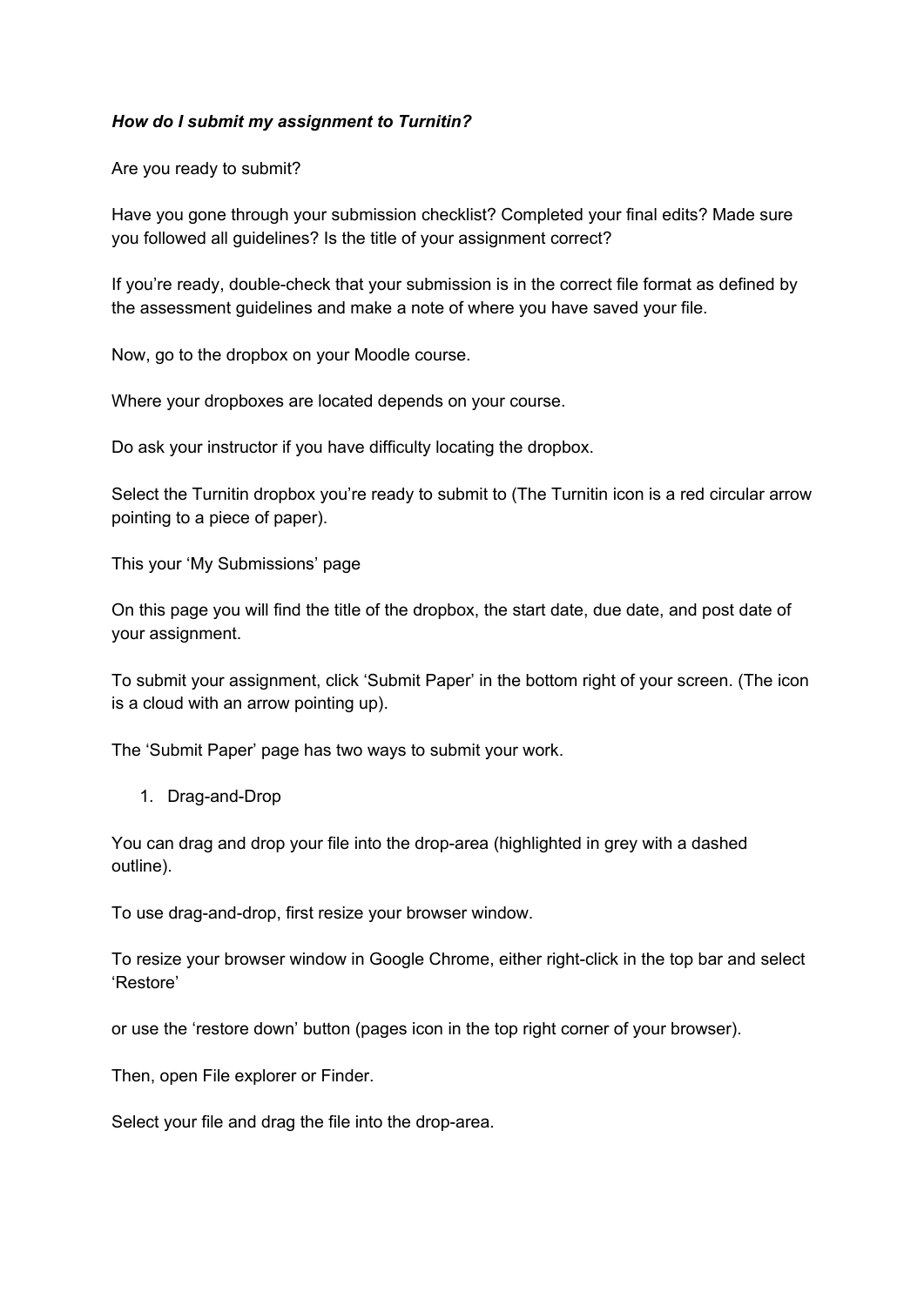***How do I submit my assignment to Turnitin?***

Are you ready to submit?

Have you gone through your submission checklist? Completed your final edits? Made sure you followed all guidelines? Is the title of your assignment correct?

If you're ready, double-check that your submission is in the correct file format as defined by the assessment guidelines and make a note of where you have saved your file.

Now, go to the dropbox on your Moodle course.

Where your dropboxes are located depends on your course.

Do ask your instructor if you have difficulty locating the dropbox.

Select the Turnitin dropbox you're ready to submit to (The Turnitin icon is a red circular arrow pointing to a piece of paper).

This your 'My Submissions' page

On this page you will find the title of the dropbox, the start date, due date, and post date of your assignment.

To submit your assignment, click 'Submit Paper' in the bottom right of your screen. (The icon is a cloud with an arrow pointing up).

The 'Submit Paper' page has two ways to submit your work.

1. Drag-and-Drop

You can drag and drop your file into the drop-area (highlighted in grey with a dashed outline).

To use drag-and-drop, first resize your browser window.

To resize your browser window in Google Chrome, either right-click in the top bar and select 'Restore'

or use the 'restore down' button (pages icon in the top right corner of your browser).

Then, open File explorer or Finder.

Select your file and drag the file into the drop-area.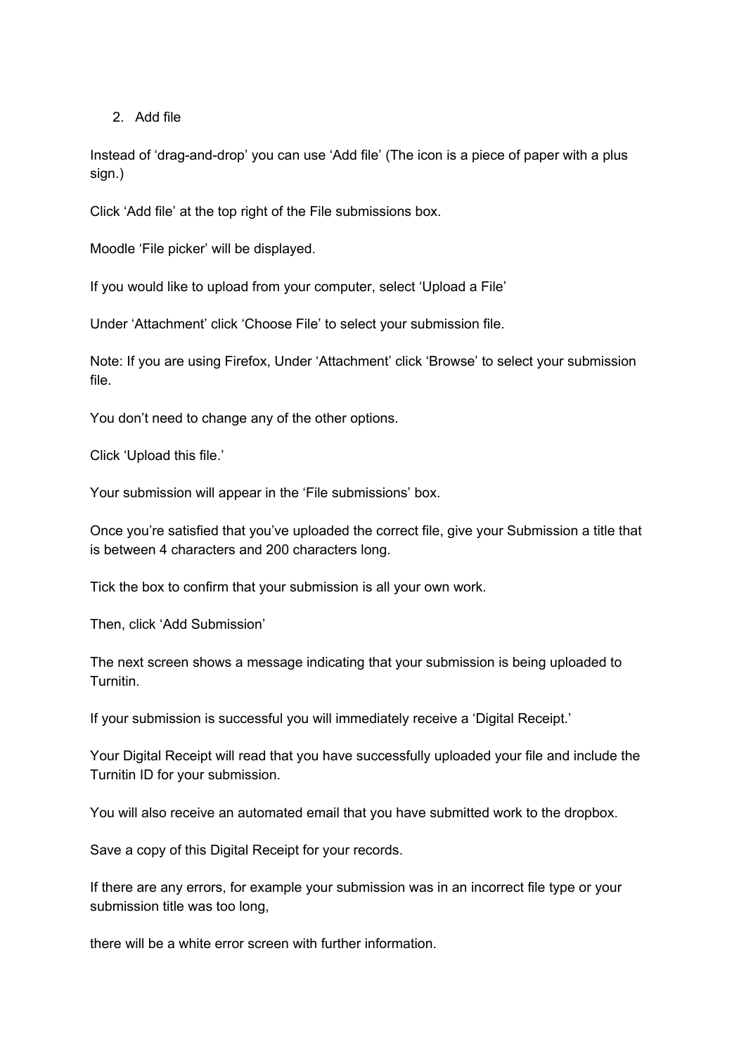2. Add file

Instead of ‘drag-and-drop’ you can use ‘Add file’ (The icon is a piece of paper with a plus sign.)

Click ‘Add file’ at the top right of the File submissions box.

Moodle ‘File picker’ will be displayed.

If you would like to upload from your computer, select ‘Upload a File’

Under ‘Attachment’ click ‘Choose File’ to select your submission file.

Note: If you are using Firefox, Under ‘Attachment’ click ‘Browse’ to select your submission file.

You don’t need to change any of the other options.

Click ‘Upload this file.’

Your submission will appear in the ‘File submissions’ box.

Once you’re satisfied that you’ve uploaded the correct file, give your Submission a title that is between 4 characters and 200 characters long.

Tick the box to confirm that your submission is all your own work.

Then, click ‘Add Submission’

The next screen shows a message indicating that your submission is being uploaded to Turnitin.

If your submission is successful you will immediately receive a ‘Digital Receipt.’

Your Digital Receipt will read that you have successfully uploaded your file and include the Turnitin ID for your submission.

You will also receive an automated email that you have submitted work to the dropbox.

Save a copy of this Digital Receipt for your records.

If there are any errors, for example your submission was in an incorrect file type or your submission title was too long,

there will be a white error screen with further information.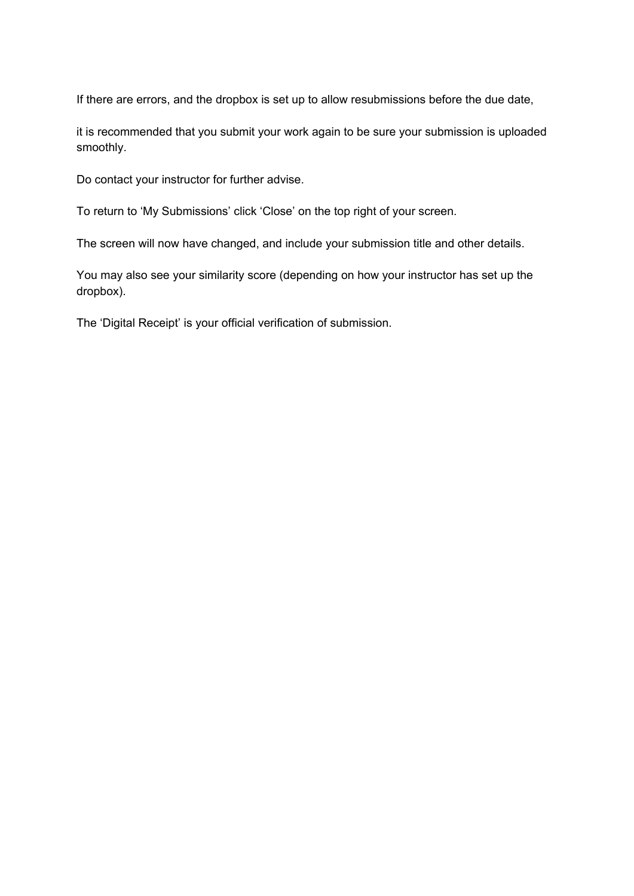If there are errors, and the dropbox is set up to allow resubmissions before the due date,

it is recommended that you submit your work again to be sure your submission is uploaded smoothly.

Do contact your instructor for further advise.

To return to ‘My Submissions’ click ‘Close’ on the top right of your screen.

The screen will now have changed, and include your submission title and other details.

You may also see your similarity score (depending on how your instructor has set up the dropbox).

The ‘Digital Receipt’ is your official verification of submission.